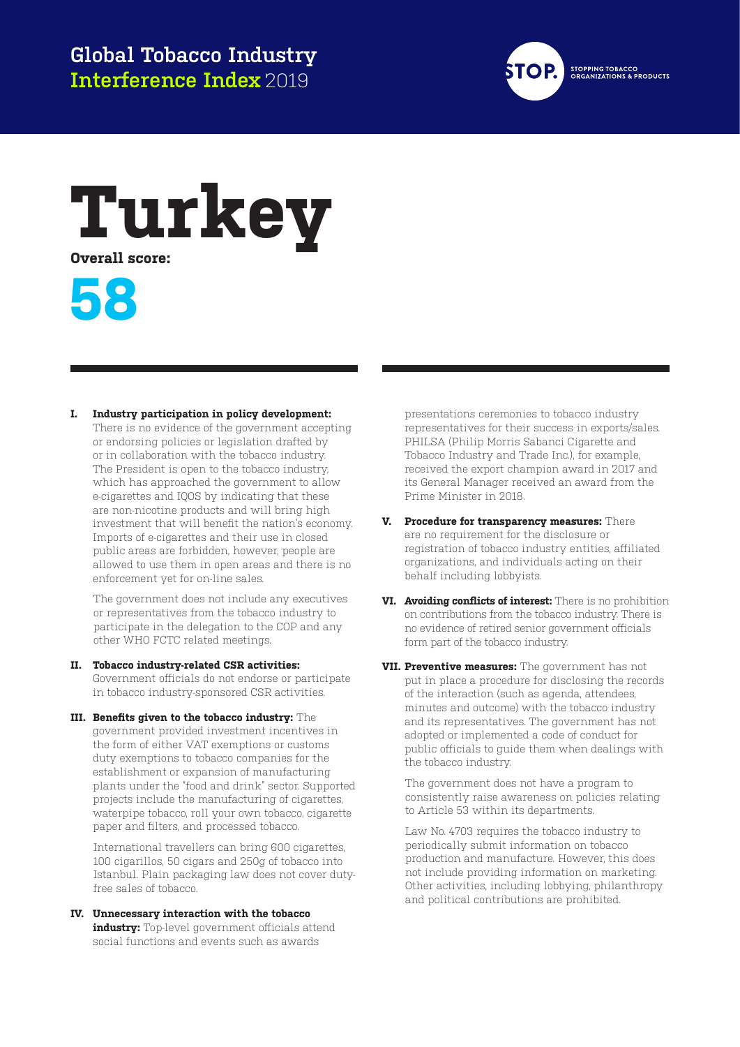Global Tobacco Industry
**Interference Index** 2019

STOP. STOPPING TOBACCO ORGANIZATIONS & PRODUCTS

# Turkey

**Overall score:**

# 58

**I. Industry participation in policy development:** There is no evidence of the government accepting or endorsing policies or legislation drafted by or in collaboration with the tobacco industry. The President is open to the tobacco industry, which has approached the government to allow e-cigarettes and IQOS by indicating that these are non-nicotine products and will bring high investment that will benefit the nation's economy. Imports of e-cigarettes and their use in closed public areas are forbidden, however, people are allowed to use them in open areas and there is no enforcement yet for on-line sales.

The government does not include any executives or representatives from the tobacco industry to participate in the delegation to the COP and any other WHO FCTC related meetings.

**II. Tobacco industry-related CSR activities:** Government officials do not endorse or participate in tobacco industry-sponsored CSR activities.

**III. Benefits given to the tobacco industry:** The government provided investment incentives in the form of either VAT exemptions or customs duty exemptions to tobacco companies for the establishment or expansion of manufacturing plants under the "food and drink" sector. Supported projects include the manufacturing of cigarettes, waterpipe tobacco, roll your own tobacco, cigarette paper and filters, and processed tobacco.

International travellers can bring 600 cigarettes, 100 cigarillos, 50 cigars and 250g of tobacco into Istanbul. Plain packaging law does not cover duty-free sales of tobacco.

**IV. Unnecessary interaction with the tobacco industry:** Top-level government officials attend social functions and events such as awards presentations ceremonies to tobacco industry representatives for their success in exports/sales. PHILSA (Philip Morris Sabanci Cigarette and Tobacco Industry and Trade Inc.), for example, received the export champion award in 2017 and its General Manager received an award from the Prime Minister in 2018.

**V. Procedure for transparency measures:** There are no requirement for the disclosure or registration of tobacco industry entities, affiliated organizations, and individuals acting on their behalf including lobbyists.

**VI. Avoiding conflicts of interest:** There is no prohibition on contributions from the tobacco industry. There is no evidence of retired senior government officials form part of the tobacco industry.

**VII. Preventive measures:** The government has not put in place a procedure for disclosing the records of the interaction (such as agenda, attendees, minutes and outcome) with the tobacco industry and its representatives. The government has not adopted or implemented a code of conduct for public officials to guide them when dealings with the tobacco industry.

The government does not have a program to consistently raise awareness on policies relating to Article 53 within its departments.

Law No. 4703 requires the tobacco industry to periodically submit information on tobacco production and manufacture. However, this does not include providing information on marketing. Other activities, including lobbying, philanthropy and political contributions are prohibited.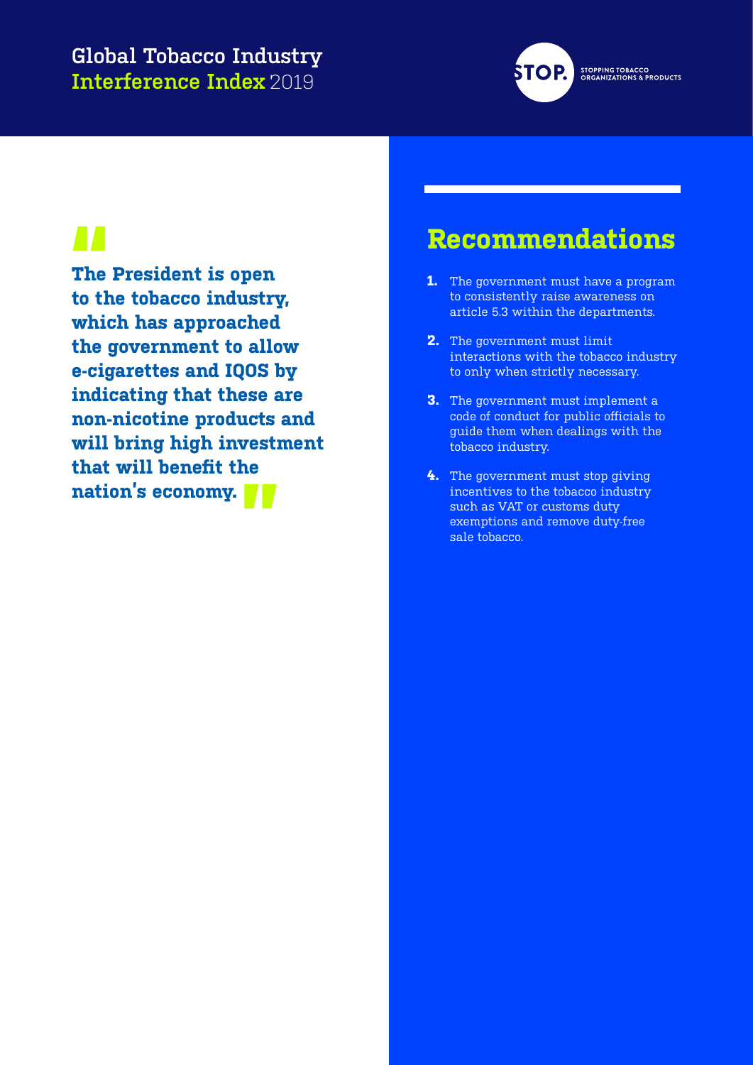> "The President is open to the tobacco industry, which has approached the government to allow e-cigarettes and IQOS by indicating that these are non-nicotine products and will bring high investment that will benefit the nation's economy."

## Recommendations

1. The government must have a program to consistently raise awareness on article 5.3 within the departments.
2. The government must limit interactions with the tobacco industry to only when strictly necessary.
3. The government must implement a code of conduct for public officials to guide them when dealings with the tobacco industry.
4. The government must stop giving incentives to the tobacco industry such as VAT or customs duty exemptions and remove duty-free sale tobacco.